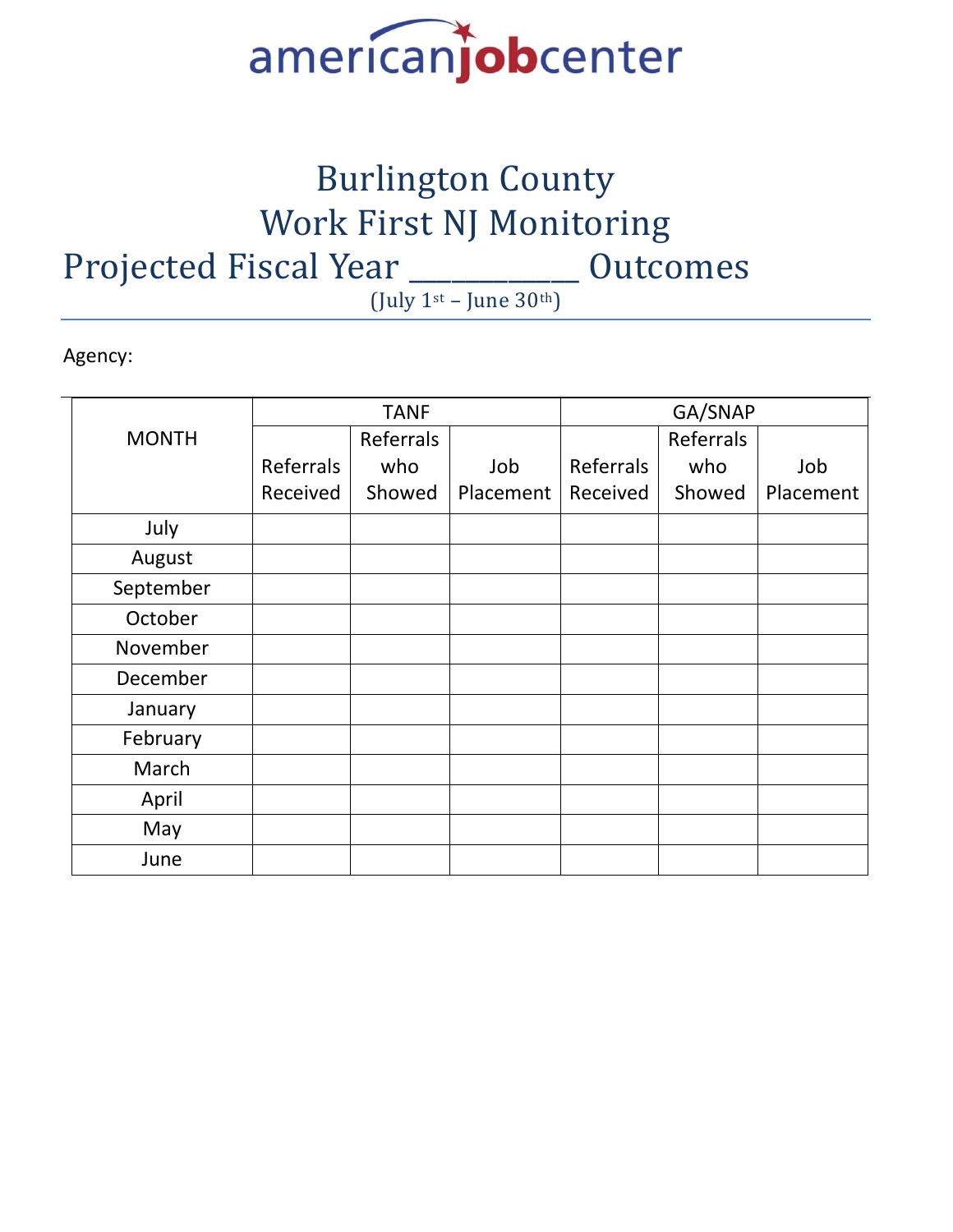americanjobcenter

# Burlington County
# Work First NJ Monitoring
# Projected Fiscal Year ___________ Outcomes

(July 1st – June 30th)

Agency:

| MONTH | TANF | | | GA/SNAP | | |
|---|---|---|---|---|---|---|
| | Referrals Received | Referrals who Showed | Job Placement | Referrals Received | Referrals who Showed | Job Placement |
| July | | | | | | |
| August | | | | | | |
| September | | | | | | |
| October | | | | | | |
| November | | | | | | |
| December | | | | | | |
| January | | | | | | |
| February | | | | | | |
| March | | | | | | |
| April | | | | | | |
| May | | | | | | |
| June | | | | | | |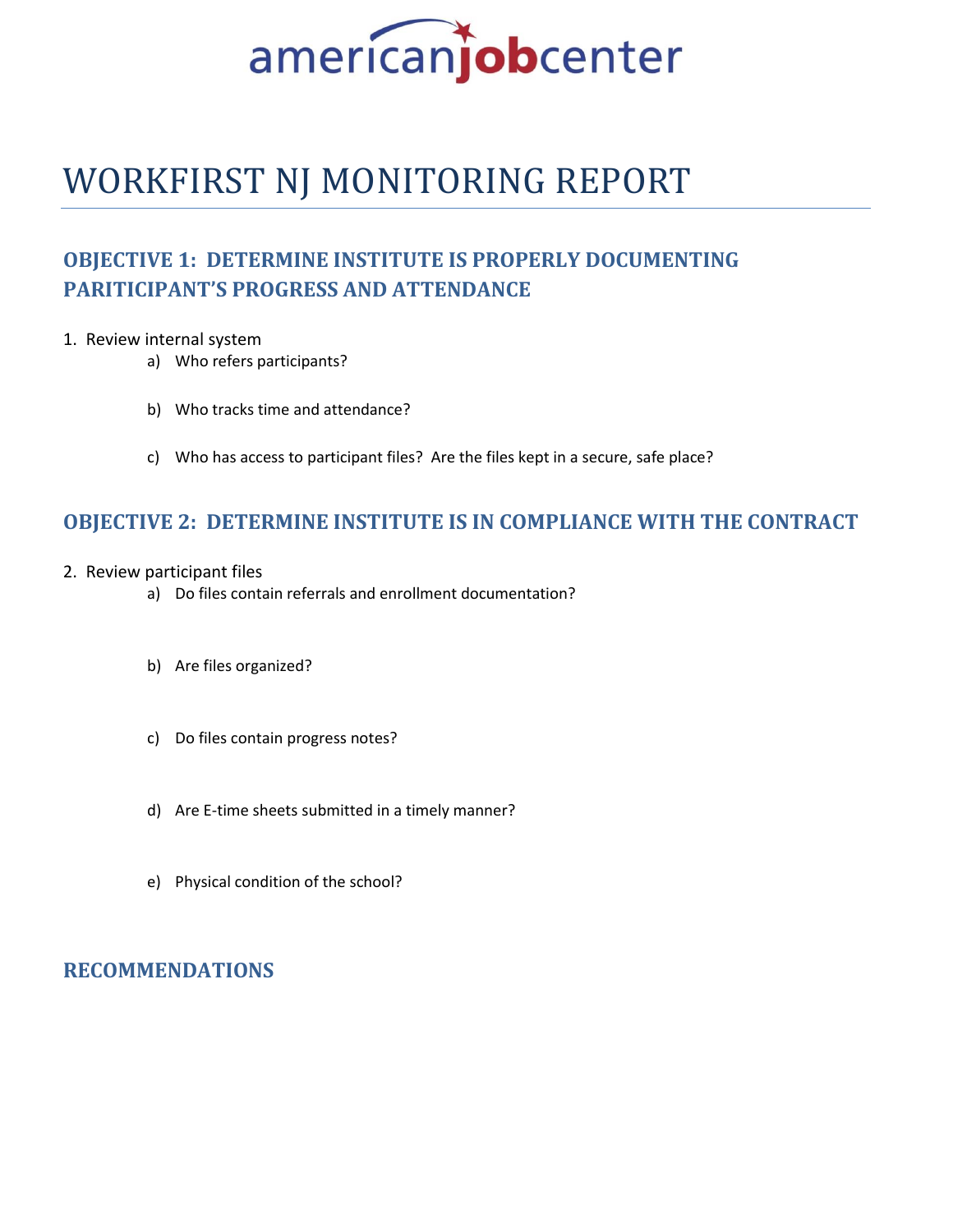americanjobcenter

# WORKFIRST NJ MONITORING REPORT

## OBJECTIVE 1: DETERMINE INSTITUTE IS PROPERLY DOCUMENTING PARITICIPANT'S PROGRESS AND ATTENDANCE

1. Review internal system
   a) Who refers participants?

   b) Who tracks time and attendance?

   c) Who has access to participant files? Are the files kept in a secure, safe place?

## OBJECTIVE 2: DETERMINE INSTITUTE IS IN COMPLIANCE WITH THE CONTRACT

2. Review participant files
   a) Do files contain referrals and enrollment documentation?

   b) Are files organized?

   c) Do files contain progress notes?

   d) Are E-time sheets submitted in a timely manner?

   e) Physical condition of the school?

## RECOMMENDATIONS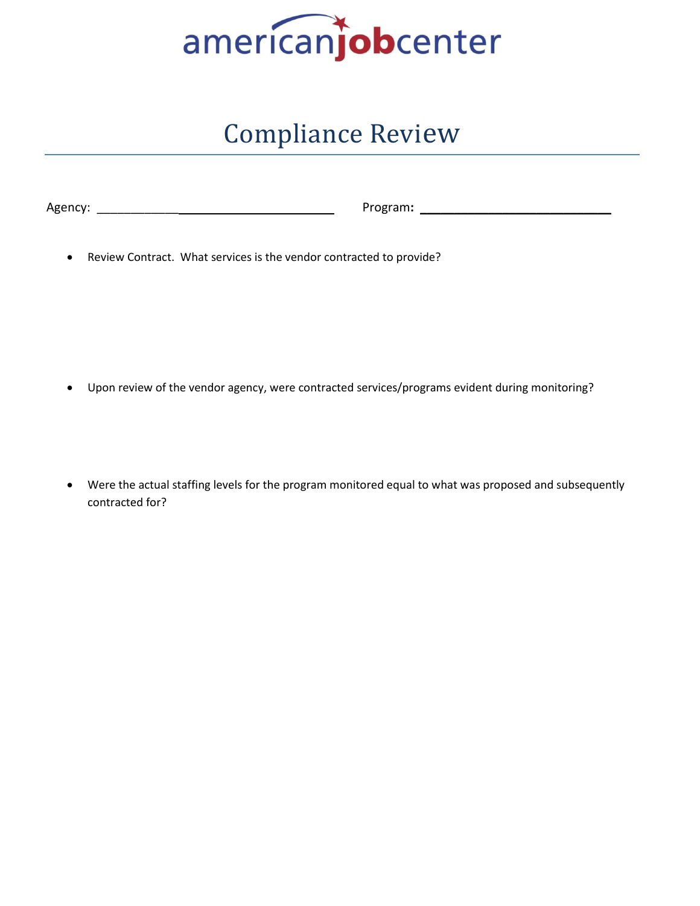americanjobcenter

# Compliance Review

Agency: ___________________________________ Program: ____________________________

- Review Contract. What services is the vendor contracted to provide?

- Upon review of the vendor agency, were contracted services/programs evident during monitoring?

- Were the actual staffing levels for the program monitored equal to what was proposed and subsequently contracted for?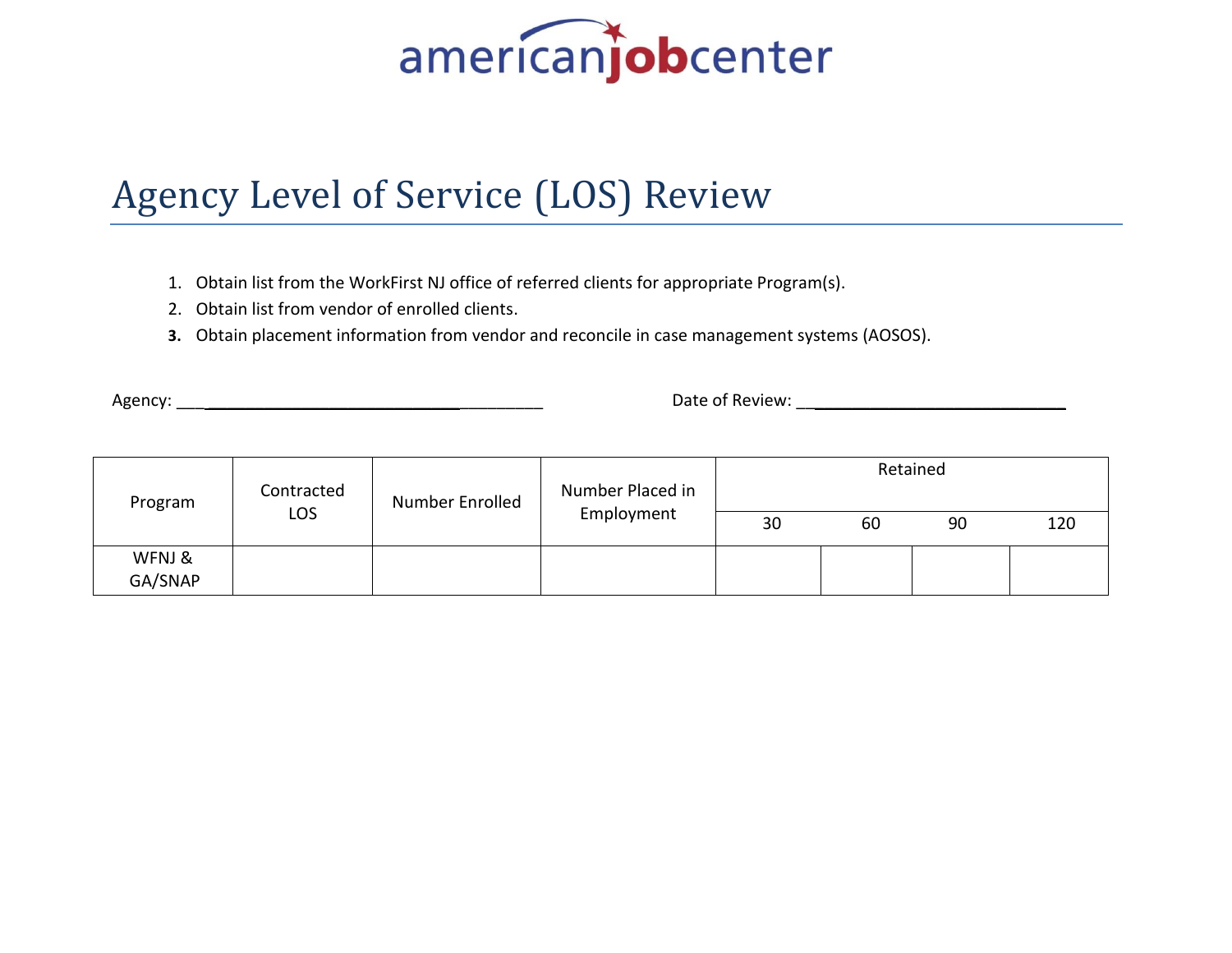americanjobcenter

# Agency Level of Service (LOS) Review

1. Obtain list from the WorkFirst NJ office of referred clients for appropriate Program(s).
2. Obtain list from vendor of enrolled clients.
3. Obtain placement information from vendor and reconcile in case management systems (AOSOS).

Agency: ________________________________________ Date of Review: ______________________________

| Program | Contracted LOS | Number Enrolled | Number Placed in Employment | Retained | | | |
|---|---|---|---|---|---|---|---|
| | | | | 30 | 60 | 90 | 120 |
| WFNJ & GA/SNAP | | | | | | | |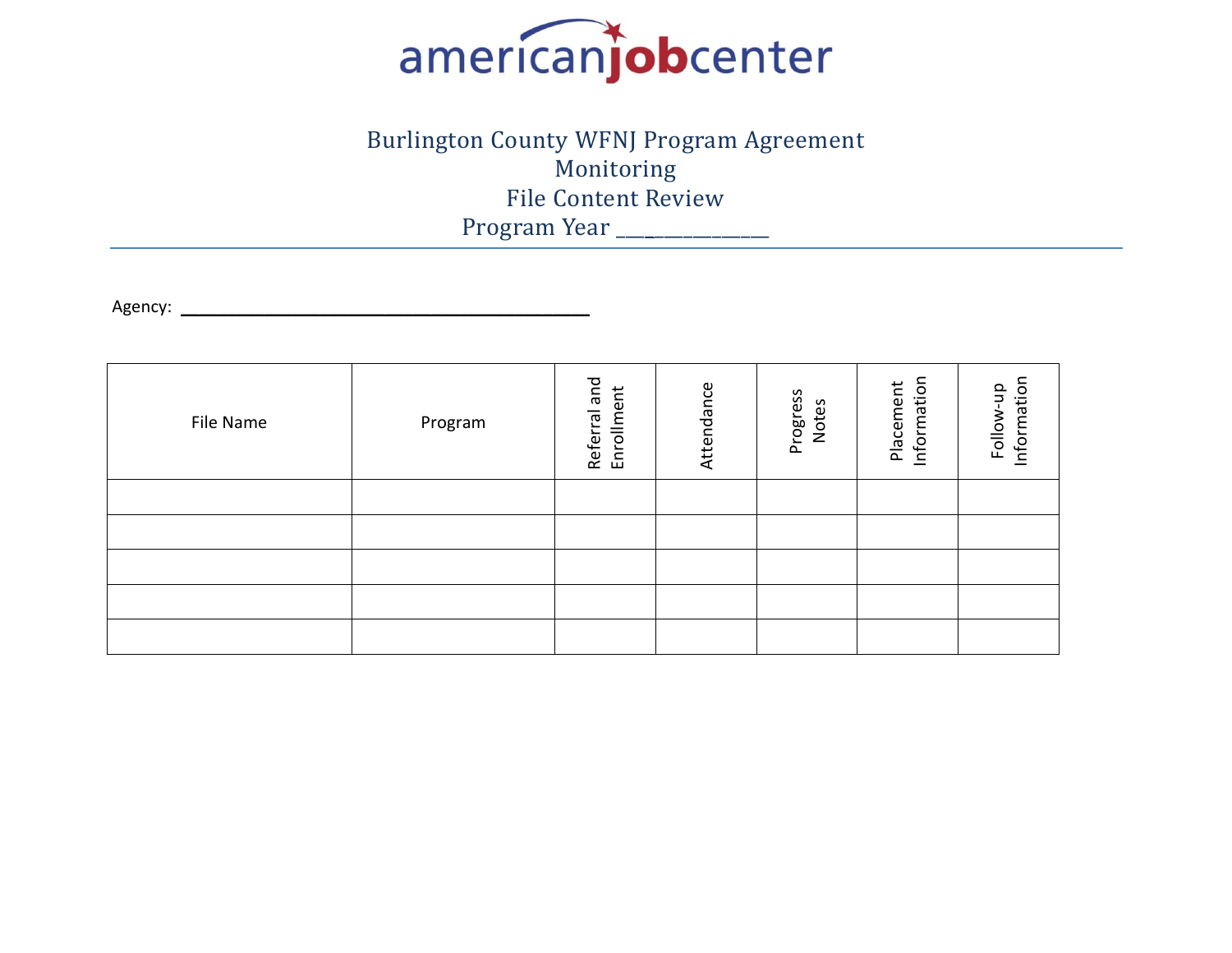americanjobcenter

# Burlington County WFNJ Program Agreement
## Monitoring
## File Content Review
## Program Year ______________

Agency: ____________________________________________

| File Name | Program | Referral and Enrollment | Attendance | Progress Notes | Placement Information | Follow-up Information |
|---|---|---|---|---|---|---|
| | | | | | | |
| | | | | | | |
| | | | | | | |
| | | | | | | |
| | | | | | | |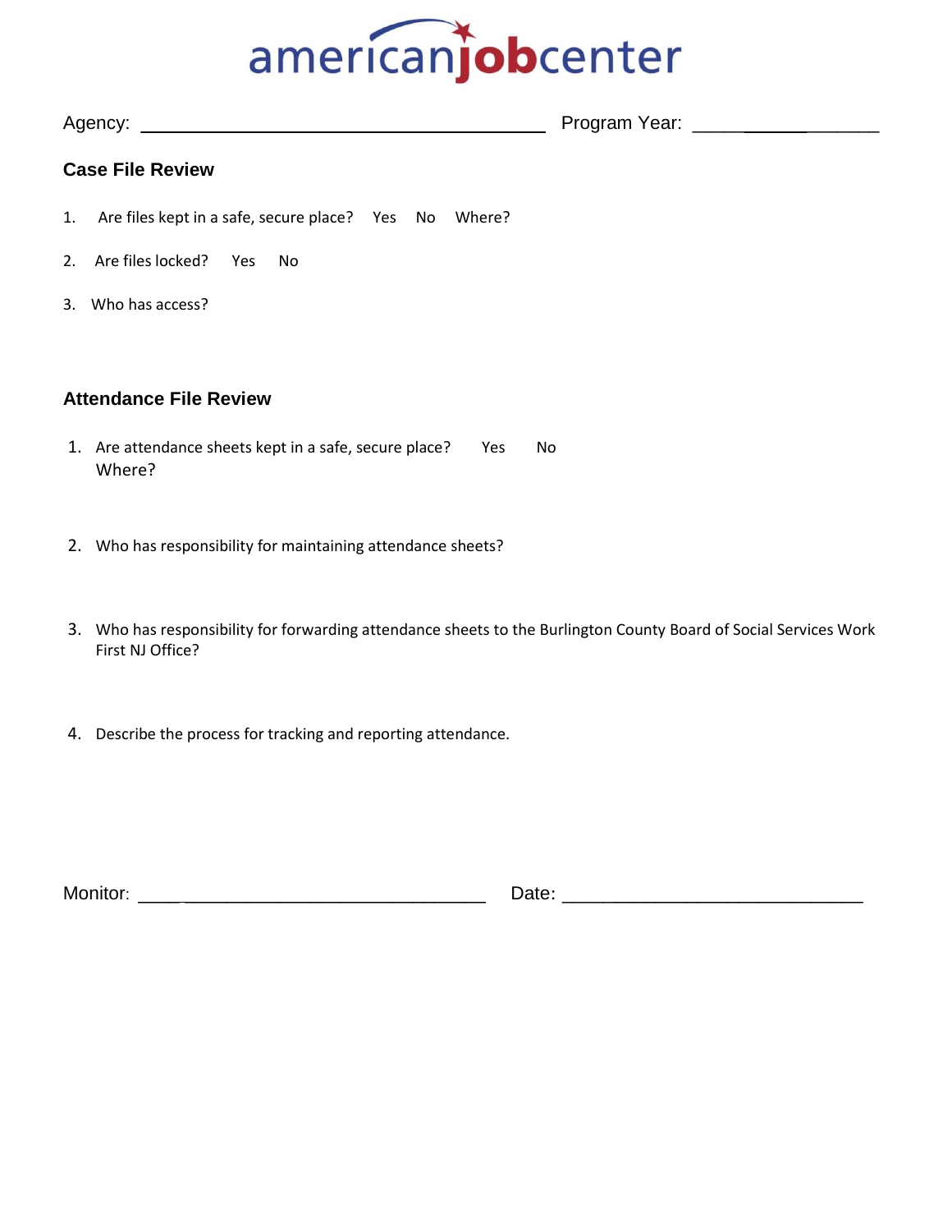americanjobcenter

Agency: ________________________________________ Program Year: ________________

**Case File Review**

1. Are files kept in a safe, secure place? Yes No Where?

2. Are files locked? Yes No

3. Who has access?

**Attendance File Review**

1. Are attendance sheets kept in a safe, secure place? Yes No
   Where?

2. Who has responsibility for maintaining attendance sheets?

3. Who has responsibility for forwarding attendance sheets to the Burlington County Board of Social Services Work First NJ Office?

4. Describe the process for tracking and reporting attendance.

Monitor: ________________________________ Date: ______________________________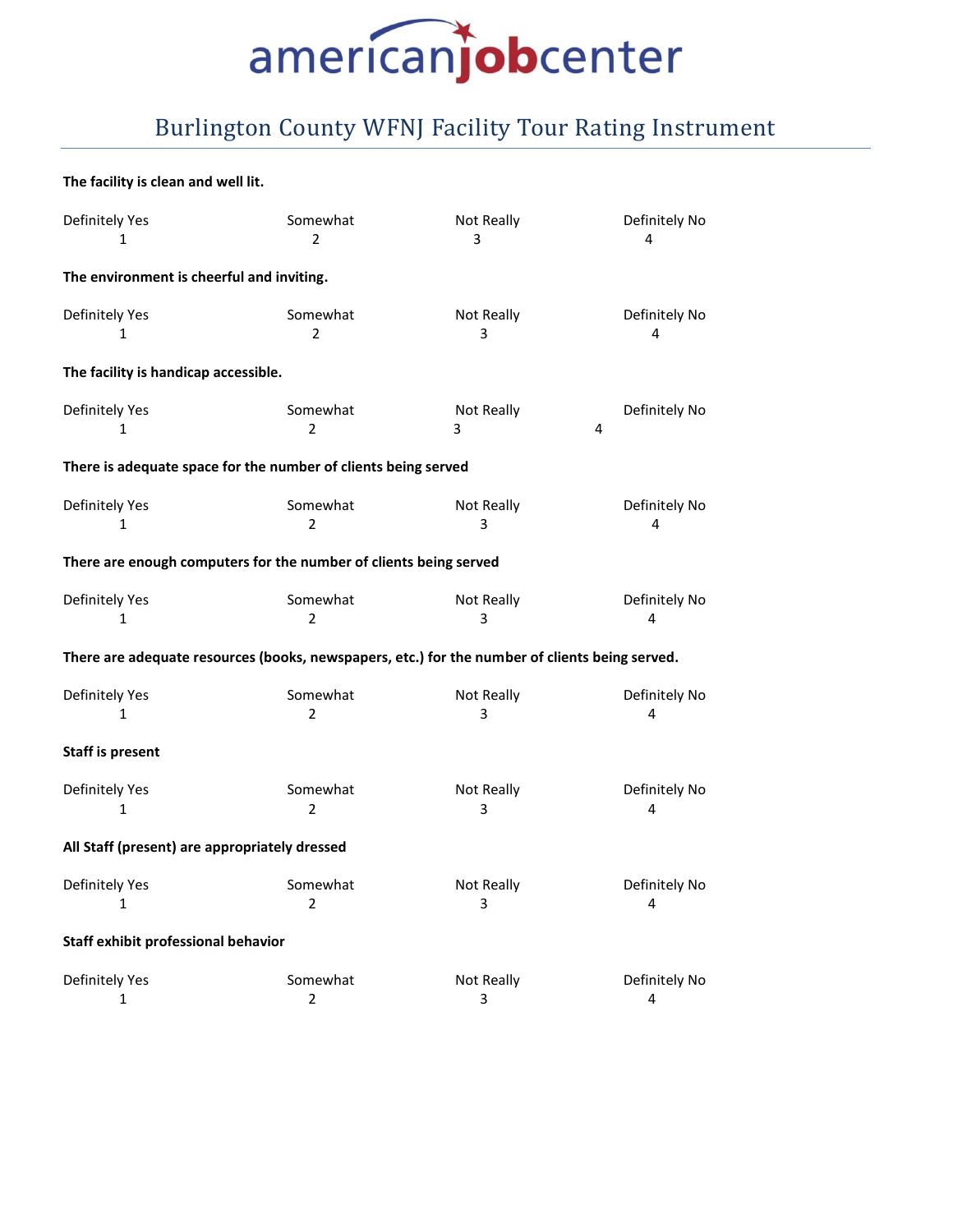americanjobcenter

# Burlington County WFNJ Facility Tour Rating Instrument

**The facility is clean and well lit.**

| Definitely Yes | Somewhat | Not Really | Definitely No |
|---|---|---|---|
| 1 | 2 | 3 | 4 |

**The environment is cheerful and inviting.**

| Definitely Yes | Somewhat | Not Really | Definitely No |
|---|---|---|---|
| 1 | 2 | 3 | 4 |

**The facility is handicap accessible.**

| Definitely Yes | Somewhat | Not Really | Definitely No |
|---|---|---|---|
| 1 | 2 | 3 | 4 |

**There is adequate space for the number of clients being served**

| Definitely Yes | Somewhat | Not Really | Definitely No |
|---|---|---|---|
| 1 | 2 | 3 | 4 |

**There are enough computers for the number of clients being served**

| Definitely Yes | Somewhat | Not Really | Definitely No |
|---|---|---|---|
| 1 | 2 | 3 | 4 |

**There are adequate resources (books, newspapers, etc.) for the number of clients being served.**

| Definitely Yes | Somewhat | Not Really | Definitely No |
|---|---|---|---|
| 1 | 2 | 3 | 4 |

**Staff is present**

| Definitely Yes | Somewhat | Not Really | Definitely No |
|---|---|---|---|
| 1 | 2 | 3 | 4 |

**All Staff (present) are appropriately dressed**

| Definitely Yes | Somewhat | Not Really | Definitely No |
|---|---|---|---|
| 1 | 2 | 3 | 4 |

**Staff exhibit professional behavior**

| Definitely Yes | Somewhat | Not Really | Definitely No |
|---|---|---|---|
| 1 | 2 | 3 | 4 |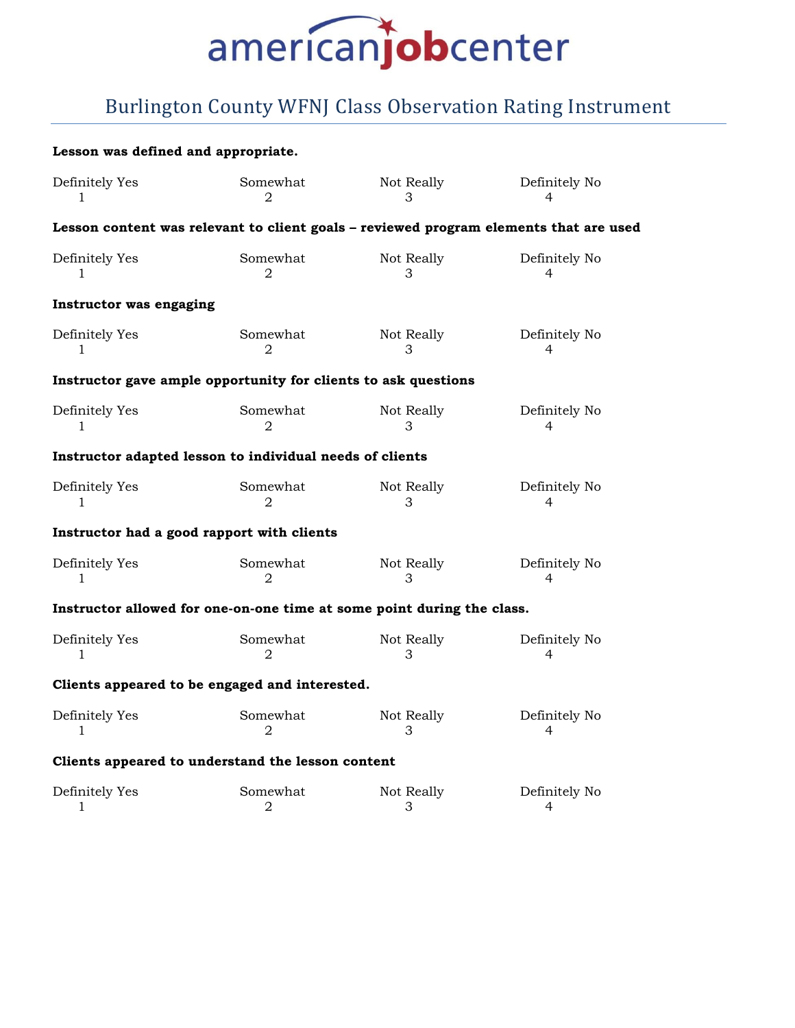americanjobcenter

# Burlington County WFNJ Class Observation Rating Instrument

**Lesson was defined and appropriate.**

| Definitely Yes | Somewhat | Not Really | Definitely No |
|---|---|---|---|
| 1 | 2 | 3 | 4 |

**Lesson content was relevant to client goals – reviewed program elements that are used**

| Definitely Yes | Somewhat | Not Really | Definitely No |
|---|---|---|---|
| 1 | 2 | 3 | 4 |

**Instructor was engaging**

| Definitely Yes | Somewhat | Not Really | Definitely No |
|---|---|---|---|
| 1 | 2 | 3 | 4 |

**Instructor gave ample opportunity for clients to ask questions**

| Definitely Yes | Somewhat | Not Really | Definitely No |
|---|---|---|---|
| 1 | 2 | 3 | 4 |

**Instructor adapted lesson to individual needs of clients**

| Definitely Yes | Somewhat | Not Really | Definitely No |
|---|---|---|---|
| 1 | 2 | 3 | 4 |

**Instructor had a good rapport with clients**

| Definitely Yes | Somewhat | Not Really | Definitely No |
|---|---|---|---|
| 1 | 2 | 3 | 4 |

**Instructor allowed for one-on-one time at some point during the class.**

| Definitely Yes | Somewhat | Not Really | Definitely No |
|---|---|---|---|
| 1 | 2 | 3 | 4 |

**Clients appeared to be engaged and interested.**

| Definitely Yes | Somewhat | Not Really | Definitely No |
|---|---|---|---|
| 1 | 2 | 3 | 4 |

**Clients appeared to understand the lesson content**

| Definitely Yes | Somewhat | Not Really | Definitely No |
|---|---|---|---|
| 1 | 2 | 3 | 4 |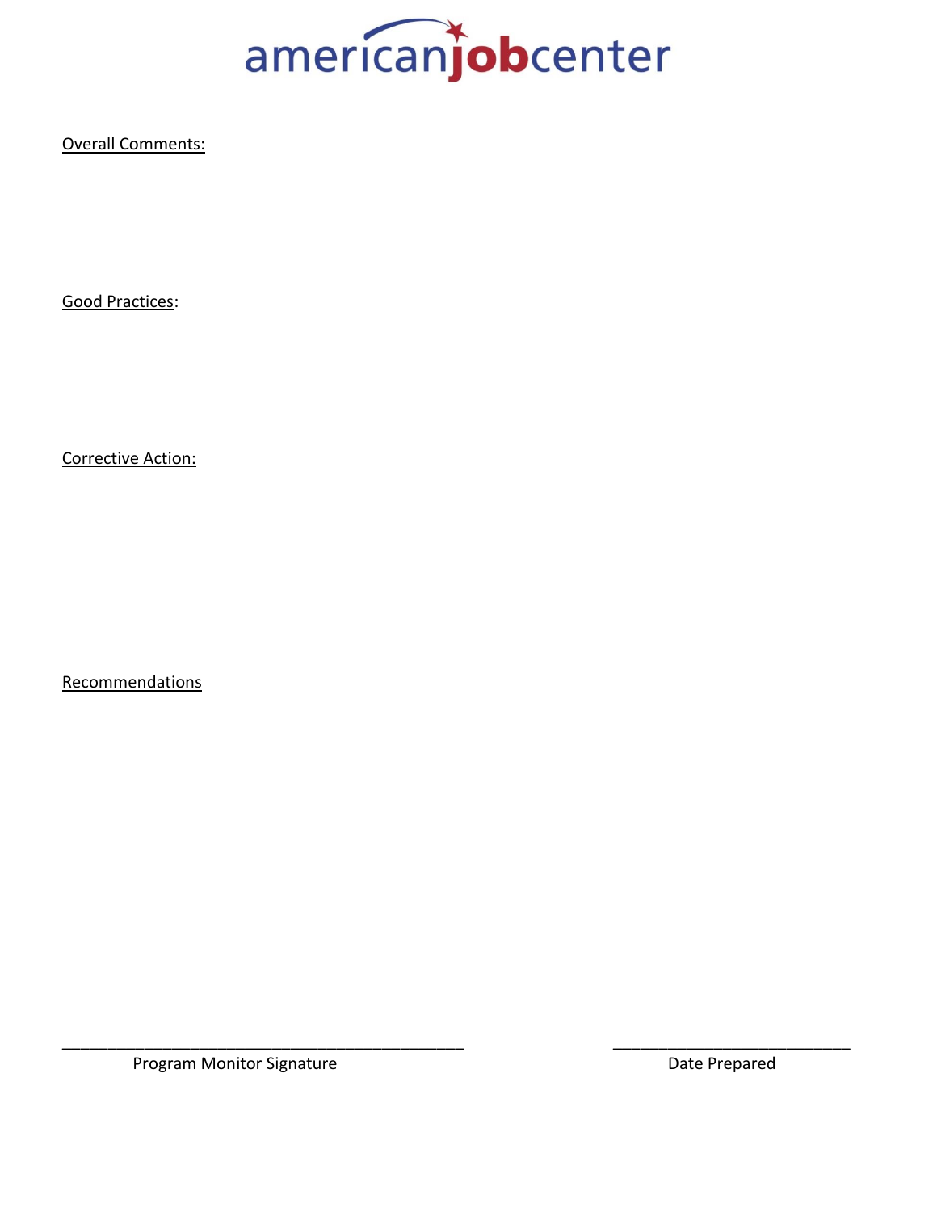americanjobcenter

Overall Comments:

Good Practices:

Corrective Action:

Recommendations

_____________________________________________ _________________________

Program Monitor Signature Date Prepared